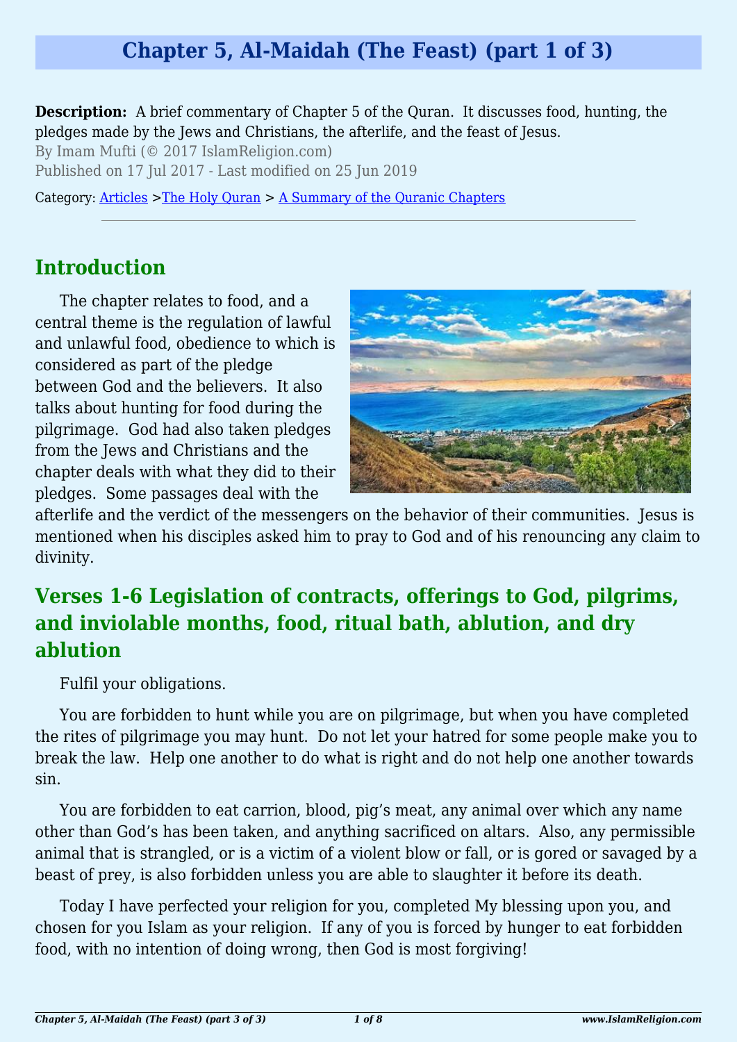# Chapter 5, Al-Maidah (The Feast) (part 1 of 3)

**Description:** A brief commentary of Chapter 5 of the Quran. It discusses food, hunting, the pledges made by the Jews and Christians, the afterlife, and the feast of Jesus.

By Imam Mufti (© 2017 IslamReligion.com)

Published on 17 Jul 2017 - Last modified on 25 Jun 2019

Category: Articles >The Holy Quran > A Summary of the Quranic Chapters

---

## Introduction

The chapter relates to food, and a central theme is the regulation of lawful and unlawful food, obedience to which is considered as part of the pledge between God and the believers. It also talks about hunting for food during the pilgrimage. God had also taken pledges from the Jews and Christians and the chapter deals with what they did to their pledges. Some passages deal with the afterlife and the verdict of the messengers on the behavior of their communities. Jesus is mentioned when his disciples asked him to pray to God and of his renouncing any claim to divinity.

## Verses 1-6 Legislation of contracts, offerings to God, pilgrims, and inviolable months, food, ritual bath, ablution, and dry ablution

Fulfil your obligations.

You are forbidden to hunt while you are on pilgrimage, but when you have completed the rites of pilgrimage you may hunt. Do not let your hatred for some people make you to break the law. Help one another to do what is right and do not help one another towards sin.

You are forbidden to eat carrion, blood, pig's meat, any animal over which any name other than God's has been taken, and anything sacrificed on altars. Also, any permissible animal that is strangled, or is a victim of a violent blow or fall, or is gored or savaged by a beast of prey, is also forbidden unless you are able to slaughter it before its death.

Today I have perfected your religion for you, completed My blessing upon you, and chosen for you Islam as your religion. If any of you is forced by hunger to eat forbidden food, with no intention of doing wrong, then God is most forgiving!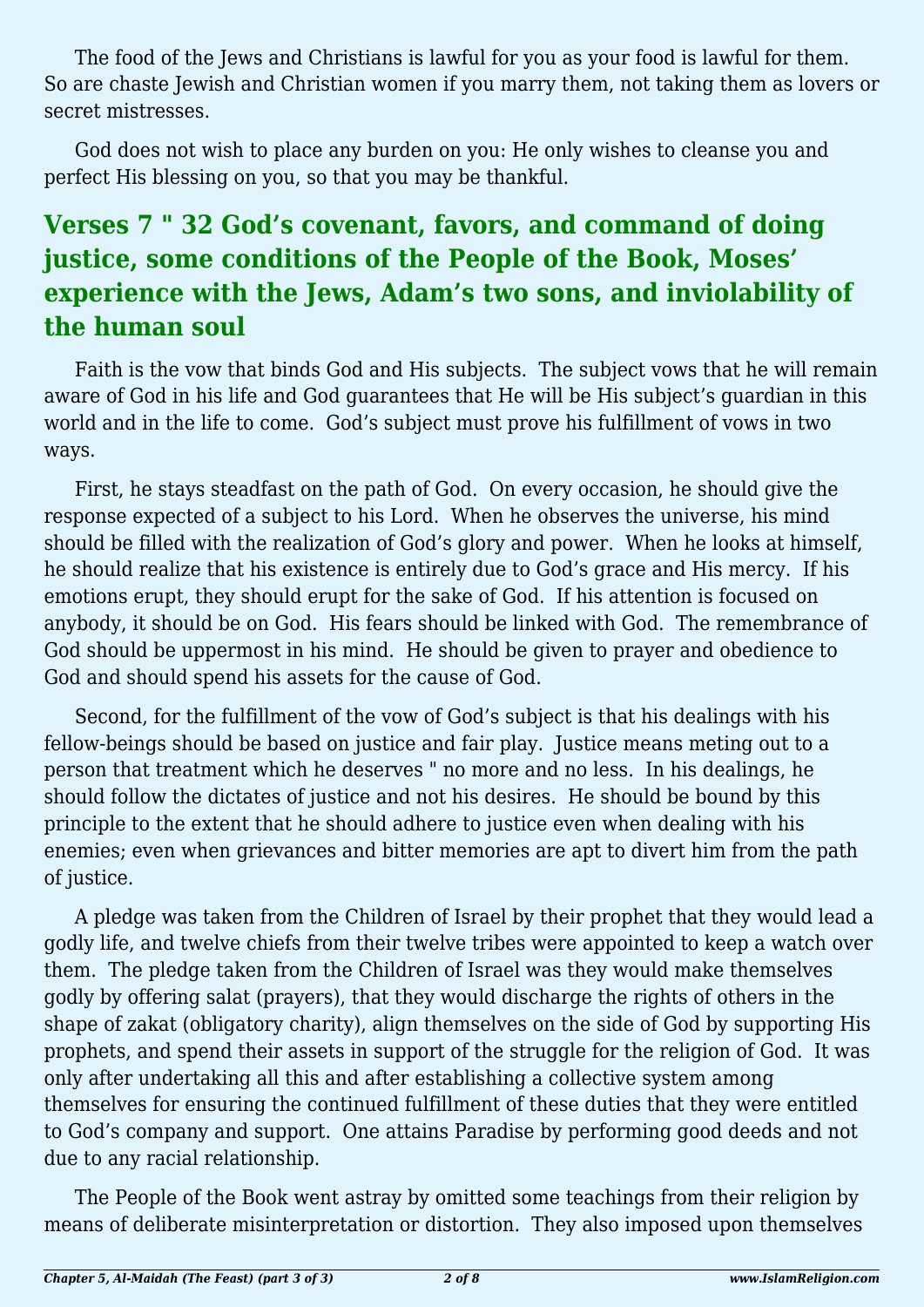The food of the Jews and Christians is lawful for you as your food is lawful for them. So are chaste Jewish and Christian women if you marry them, not taking them as lovers or secret mistresses.

God does not wish to place any burden on you: He only wishes to cleanse you and perfect His blessing on you, so that you may be thankful.

## Verses 7 " 32 God's covenant, favors, and command of doing justice, some conditions of the People of the Book, Moses' experience with the Jews, Adam's two sons, and inviolability of the human soul

Faith is the vow that binds God and His subjects. The subject vows that he will remain aware of God in his life and God guarantees that He will be His subject's guardian in this world and in the life to come. God's subject must prove his fulfillment of vows in two ways.

First, he stays steadfast on the path of God. On every occasion, he should give the response expected of a subject to his Lord. When he observes the universe, his mind should be filled with the realization of God's glory and power. When he looks at himself, he should realize that his existence is entirely due to God's grace and His mercy. If his emotions erupt, they should erupt for the sake of God. If his attention is focused on anybody, it should be on God. His fears should be linked with God. The remembrance of God should be uppermost in his mind. He should be given to prayer and obedience to God and should spend his assets for the cause of God.

Second, for the fulfillment of the vow of God's subject is that his dealings with his fellow-beings should be based on justice and fair play. Justice means meting out to a person that treatment which he deserves " no more and no less. In his dealings, he should follow the dictates of justice and not his desires. He should be bound by this principle to the extent that he should adhere to justice even when dealing with his enemies; even when grievances and bitter memories are apt to divert him from the path of justice.

A pledge was taken from the Children of Israel by their prophet that they would lead a godly life, and twelve chiefs from their twelve tribes were appointed to keep a watch over them. The pledge taken from the Children of Israel was they would make themselves godly by offering salat (prayers), that they would discharge the rights of others in the shape of zakat (obligatory charity), align themselves on the side of God by supporting His prophets, and spend their assets in support of the struggle for the religion of God. It was only after undertaking all this and after establishing a collective system among themselves for ensuring the continued fulfillment of these duties that they were entitled to God's company and support. One attains Paradise by performing good deeds and not due to any racial relationship.

The People of the Book went astray by omitted some teachings from their religion by means of deliberate misinterpretation or distortion. They also imposed upon themselves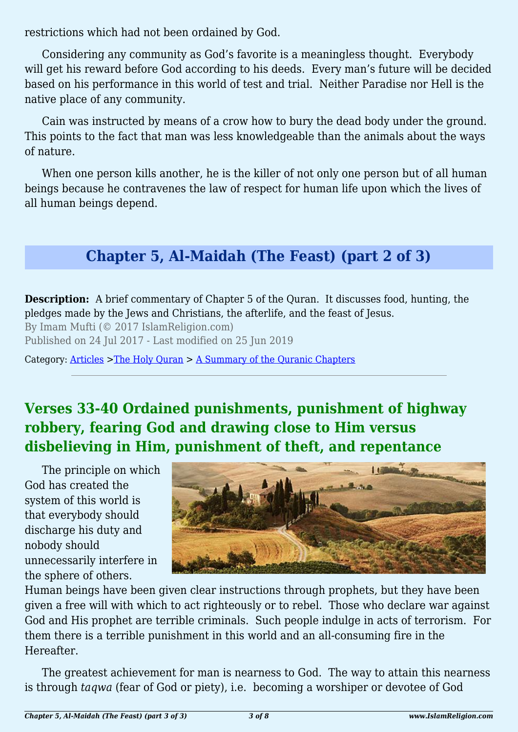restrictions which had not been ordained by God.

Considering any community as God's favorite is a meaningless thought. Everybody will get his reward before God according to his deeds. Every man's future will be decided based on his performance in this world of test and trial. Neither Paradise nor Hell is the native place of any community.

Cain was instructed by means of a crow how to bury the dead body under the ground. This points to the fact that man was less knowledgeable than the animals about the ways of nature.

When one person kills another, he is the killer of not only one person but of all human beings because he contravenes the law of respect for human life upon which the lives of all human beings depend.

## Chapter 5, Al-Maidah (The Feast) (part 2 of 3)

**Description:** A brief commentary of Chapter 5 of the Quran. It discusses food, hunting, the pledges made by the Jews and Christians, the afterlife, and the feast of Jesus.
By Imam Mufti (© 2017 IslamReligion.com)
Published on 24 Jul 2017 - Last modified on 25 Jun 2019

Category: Articles >The Holy Quran > A Summary of the Quranic Chapters

---

### Verses 33-40 Ordained punishments, punishment of highway robbery, fearing God and drawing close to Him versus disbelieving in Him, punishment of theft, and repentance

The principle on which God has created the system of this world is that everybody should discharge his duty and nobody should unnecessarily interfere in the sphere of others. Human beings have been given clear instructions through prophets, but they have been given a free will with which to act righteously or to rebel. Those who declare war against God and His prophet are terrible criminals. Such people indulge in acts of terrorism. For them there is a terrible punishment in this world and an all-consuming fire in the Hereafter.

The greatest achievement for man is nearness to God. The way to attain this nearness is through *taqwa* (fear of God or piety), i.e. becoming a worshiper or devotee of God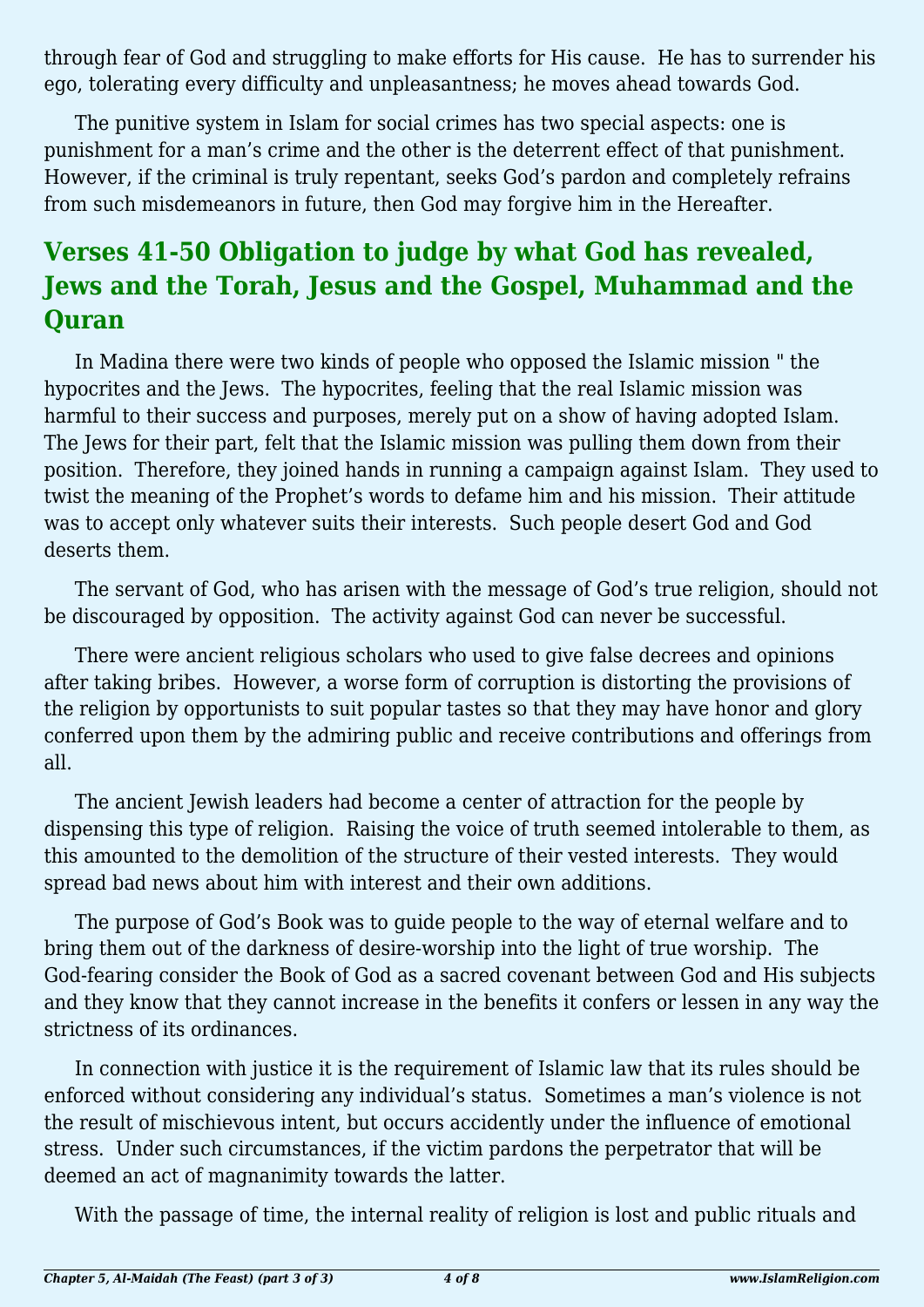through fear of God and struggling to make efforts for His cause. He has to surrender his ego, tolerating every difficulty and unpleasantness; he moves ahead towards God.

The punitive system in Islam for social crimes has two special aspects: one is punishment for a man's crime and the other is the deterrent effect of that punishment. However, if the criminal is truly repentant, seeks God's pardon and completely refrains from such misdemeanors in future, then God may forgive him in the Hereafter.

## Verses 41-50 Obligation to judge by what God has revealed, Jews and the Torah, Jesus and the Gospel, Muhammad and the Quran

In Madina there were two kinds of people who opposed the Islamic mission " the hypocrites and the Jews. The hypocrites, feeling that the real Islamic mission was harmful to their success and purposes, merely put on a show of having adopted Islam. The Jews for their part, felt that the Islamic mission was pulling them down from their position. Therefore, they joined hands in running a campaign against Islam. They used to twist the meaning of the Prophet's words to defame him and his mission. Their attitude was to accept only whatever suits their interests. Such people desert God and God deserts them.

The servant of God, who has arisen with the message of God's true religion, should not be discouraged by opposition. The activity against God can never be successful.

There were ancient religious scholars who used to give false decrees and opinions after taking bribes. However, a worse form of corruption is distorting the provisions of the religion by opportunists to suit popular tastes so that they may have honor and glory conferred upon them by the admiring public and receive contributions and offerings from all.

The ancient Jewish leaders had become a center of attraction for the people by dispensing this type of religion. Raising the voice of truth seemed intolerable to them, as this amounted to the demolition of the structure of their vested interests. They would spread bad news about him with interest and their own additions.

The purpose of God's Book was to guide people to the way of eternal welfare and to bring them out of the darkness of desire-worship into the light of true worship. The God-fearing consider the Book of God as a sacred covenant between God and His subjects and they know that they cannot increase in the benefits it confers or lessen in any way the strictness of its ordinances.

In connection with justice it is the requirement of Islamic law that its rules should be enforced without considering any individual's status. Sometimes a man's violence is not the result of mischievous intent, but occurs accidently under the influence of emotional stress. Under such circumstances, if the victim pardons the perpetrator that will be deemed an act of magnanimity towards the latter.

With the passage of time, the internal reality of religion is lost and public rituals and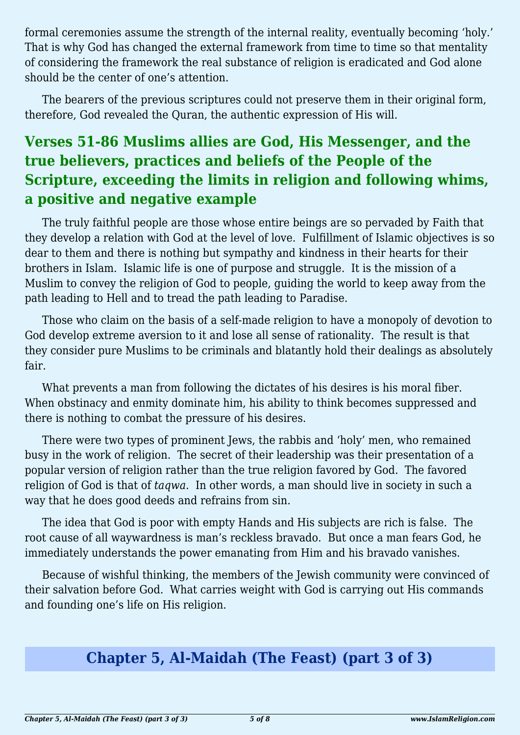formal ceremonies assume the strength of the internal reality, eventually becoming 'holy.' That is why God has changed the external framework from time to time so that mentality of considering the framework the real substance of religion is eradicated and God alone should be the center of one's attention.

The bearers of the previous scriptures could not preserve them in their original form, therefore, God revealed the Quran, the authentic expression of His will.

## Verses 51-86 Muslims allies are God, His Messenger, and the true believers, practices and beliefs of the People of the Scripture, exceeding the limits in religion and following whims, a positive and negative example

The truly faithful people are those whose entire beings are so pervaded by Faith that they develop a relation with God at the level of love. Fulfillment of Islamic objectives is so dear to them and there is nothing but sympathy and kindness in their hearts for their brothers in Islam. Islamic life is one of purpose and struggle. It is the mission of a Muslim to convey the religion of God to people, guiding the world to keep away from the path leading to Hell and to tread the path leading to Paradise.

Those who claim on the basis of a self-made religion to have a monopoly of devotion to God develop extreme aversion to it and lose all sense of rationality. The result is that they consider pure Muslims to be criminals and blatantly hold their dealings as absolutely fair.

What prevents a man from following the dictates of his desires is his moral fiber. When obstinacy and enmity dominate him, his ability to think becomes suppressed and there is nothing to combat the pressure of his desires.

There were two types of prominent Jews, the rabbis and 'holy' men, who remained busy in the work of religion. The secret of their leadership was their presentation of a popular version of religion rather than the true religion favored by God. The favored religion of God is that of *taqwa*. In other words, a man should live in society in such a way that he does good deeds and refrains from sin.

The idea that God is poor with empty Hands and His subjects are rich is false. The root cause of all waywardness is man's reckless bravado. But once a man fears God, he immediately understands the power emanating from Him and his bravado vanishes.

Because of wishful thinking, the members of the Jewish community were convinced of their salvation before God. What carries weight with God is carrying out His commands and founding one's life on His religion.

# Chapter 5, Al-Maidah (The Feast) (part 3 of 3)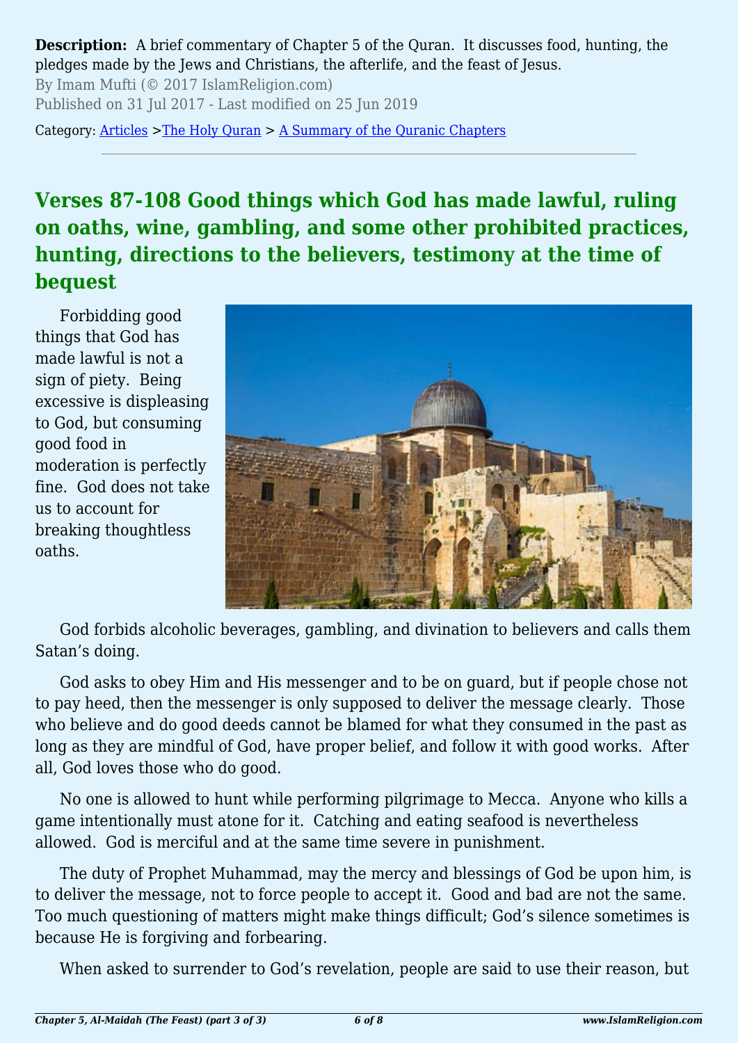**Description:** A brief commentary of Chapter 5 of the Quran. It discusses food, hunting, the pledges made by the Jews and Christians, the afterlife, and the feast of Jesus.

By Imam Mufti (© 2017 IslamReligion.com)

Published on 31 Jul 2017 - Last modified on 25 Jun 2019

Category: Articles >The Holy Quran > A Summary of the Quranic Chapters

## Verses 87-108 Good things which God has made lawful, ruling on oaths, wine, gambling, and some other prohibited practices, hunting, directions to the believers, testimony at the time of bequest

Forbidding good things that God has made lawful is not a sign of piety. Being excessive is displeasing to God, but consuming good food in moderation is perfectly fine. God does not take us to account for breaking thoughtless oaths.

God forbids alcoholic beverages, gambling, and divination to believers and calls them Satan's doing.

God asks to obey Him and His messenger and to be on guard, but if people chose not to pay heed, then the messenger is only supposed to deliver the message clearly. Those who believe and do good deeds cannot be blamed for what they consumed in the past as long as they are mindful of God, have proper belief, and follow it with good works. After all, God loves those who do good.

No one is allowed to hunt while performing pilgrimage to Mecca. Anyone who kills a game intentionally must atone for it. Catching and eating seafood is nevertheless allowed. God is merciful and at the same time severe in punishment.

The duty of Prophet Muhammad, may the mercy and blessings of God be upon him, is to deliver the message, not to force people to accept it. Good and bad are not the same. Too much questioning of matters might make things difficult; God's silence sometimes is because He is forgiving and forbearing.

When asked to surrender to God's revelation, people are said to use their reason, but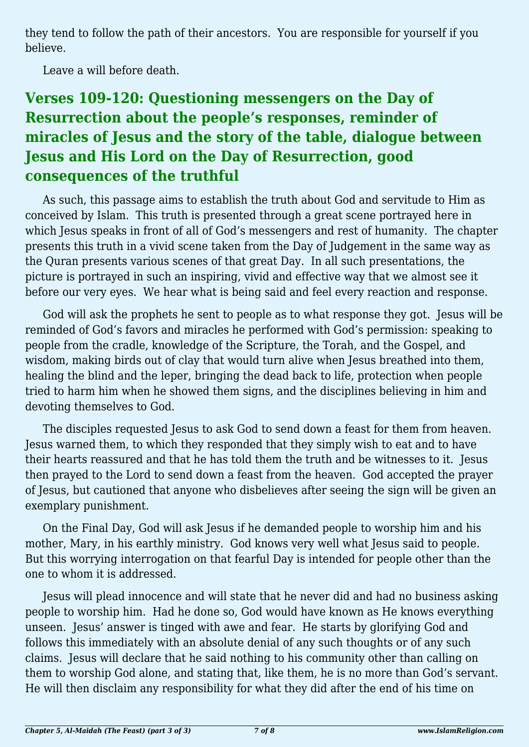they tend to follow the path of their ancestors. You are responsible for yourself if you believe.

Leave a will before death.

## Verses 109-120: Questioning messengers on the Day of Resurrection about the people's responses, reminder of miracles of Jesus and the story of the table, dialogue between Jesus and His Lord on the Day of Resurrection, good consequences of the truthful

As such, this passage aims to establish the truth about God and servitude to Him as conceived by Islam. This truth is presented through a great scene portrayed here in which Jesus speaks in front of all of God's messengers and rest of humanity. The chapter presents this truth in a vivid scene taken from the Day of Judgement in the same way as the Quran presents various scenes of that great Day. In all such presentations, the picture is portrayed in such an inspiring, vivid and effective way that we almost see it before our very eyes. We hear what is being said and feel every reaction and response.

God will ask the prophets he sent to people as to what response they got. Jesus will be reminded of God's favors and miracles he performed with God's permission: speaking to people from the cradle, knowledge of the Scripture, the Torah, and the Gospel, and wisdom, making birds out of clay that would turn alive when Jesus breathed into them, healing the blind and the leper, bringing the dead back to life, protection when people tried to harm him when he showed them signs, and the disciplines believing in him and devoting themselves to God.

The disciples requested Jesus to ask God to send down a feast for them from heaven. Jesus warned them, to which they responded that they simply wish to eat and to have their hearts reassured and that he has told them the truth and be witnesses to it. Jesus then prayed to the Lord to send down a feast from the heaven. God accepted the prayer of Jesus, but cautioned that anyone who disbelieves after seeing the sign will be given an exemplary punishment.

On the Final Day, God will ask Jesus if he demanded people to worship him and his mother, Mary, in his earthly ministry. God knows very well what Jesus said to people. But this worrying interrogation on that fearful Day is intended for people other than the one to whom it is addressed.

Jesus will plead innocence and will state that he never did and had no business asking people to worship him. Had he done so, God would have known as He knows everything unseen. Jesus' answer is tinged with awe and fear. He starts by glorifying God and follows this immediately with an absolute denial of any such thoughts or of any such claims. Jesus will declare that he said nothing to his community other than calling on them to worship God alone, and stating that, like them, he is no more than God's servant. He will then disclaim any responsibility for what they did after the end of his time on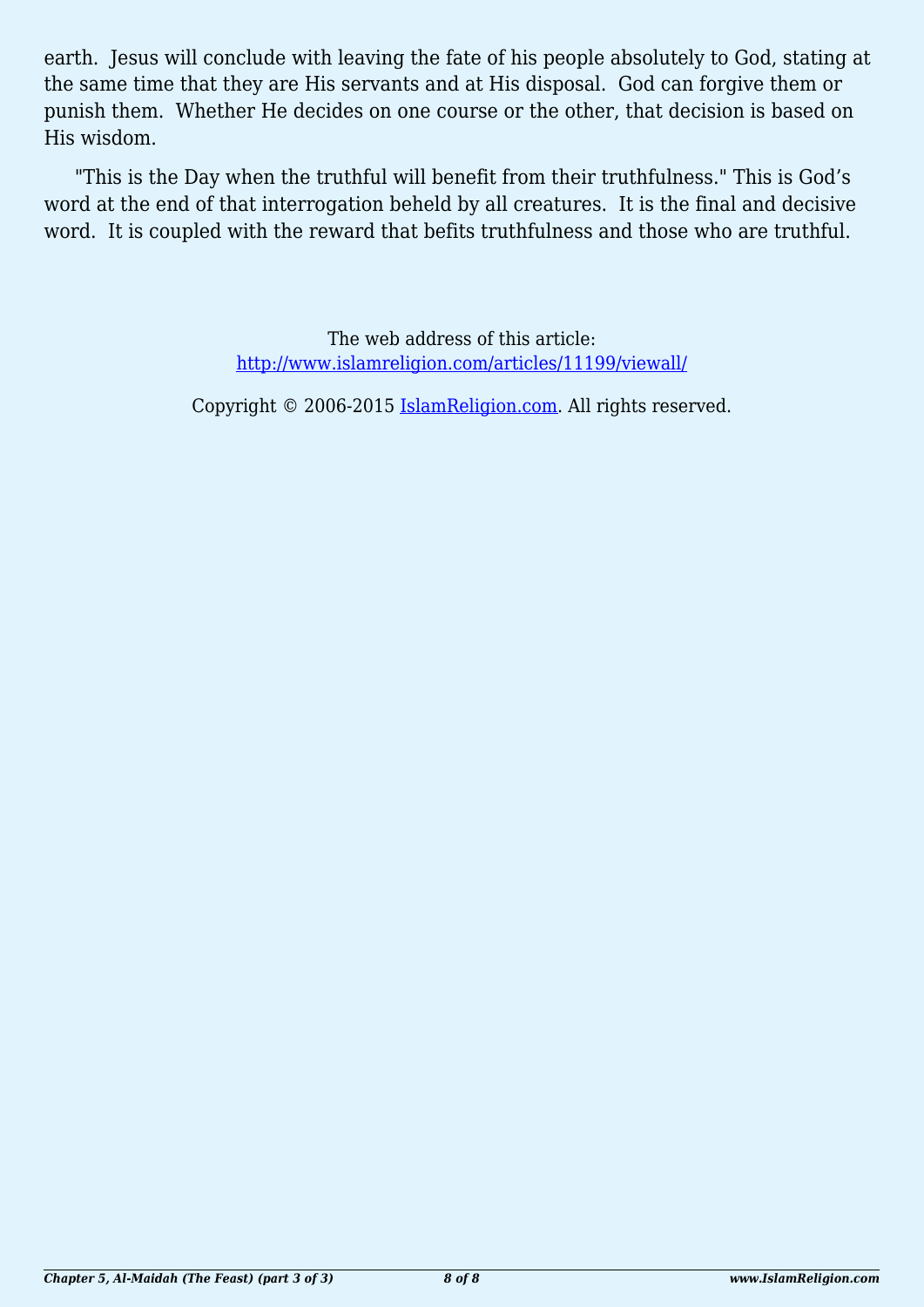earth.  Jesus will conclude with leaving the fate of his people absolutely to God, stating at the same time that they are His servants and at His disposal.  God can forgive them or punish them.  Whether He decides on one course or the other, that decision is based on His wisdom.

"This is the Day when the truthful will benefit from their truthfulness." This is God's word at the end of that interrogation beheld by all creatures.  It is the final and decisive word.  It is coupled with the reward that befits truthfulness and those who are truthful.

The web address of this article:
http://www.islamreligion.com/articles/11199/viewall/

Copyright © 2006-2015 IslamReligion.com. All rights reserved.